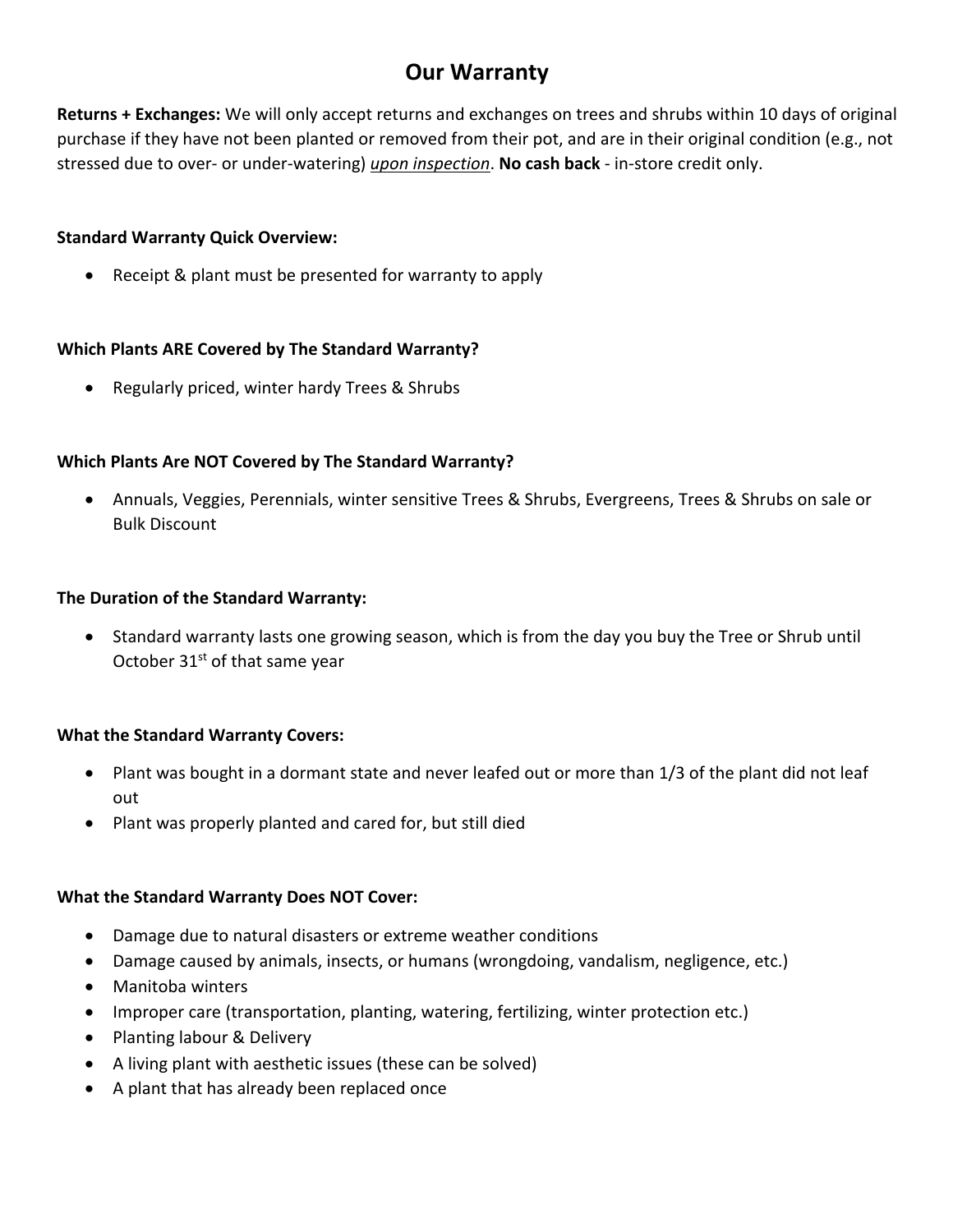# Our Warranty

**Returns + Exchanges:** We will only accept returns and exchanges on trees and shrubs within 10 days of original purchase if they have not been planted or removed from their pot, and are in their original condition (e.g., not stressed due to over- or under-watering) <u>*upon inspection*</u>. **No cash back** - in-store credit only.

**Standard Warranty Quick Overview:**

- Receipt & plant must be presented for warranty to apply

**Which Plants ARE Covered by The Standard Warranty?**

- Regularly priced, winter hardy Trees & Shrubs

**Which Plants Are NOT Covered by The Standard Warranty?**

- Annuals, Veggies, Perennials, winter sensitive Trees & Shrubs, Evergreens, Trees & Shrubs on sale or Bulk Discount

**The Duration of the Standard Warranty:**

- Standard warranty lasts one growing season, which is from the day you buy the Tree or Shrub until October 31st of that same year

**What the Standard Warranty Covers:**

- Plant was bought in a dormant state and never leafed out or more than 1/3 of the plant did not leaf out
- Plant was properly planted and cared for, but still died

**What the Standard Warranty Does NOT Cover:**

- Damage due to natural disasters or extreme weather conditions
- Damage caused by animals, insects, or humans (wrongdoing, vandalism, negligence, etc.)
- Manitoba winters
- Improper care (transportation, planting, watering, fertilizing, winter protection etc.)
- Planting labour & Delivery
- A living plant with aesthetic issues (these can be solved)
- A plant that has already been replaced once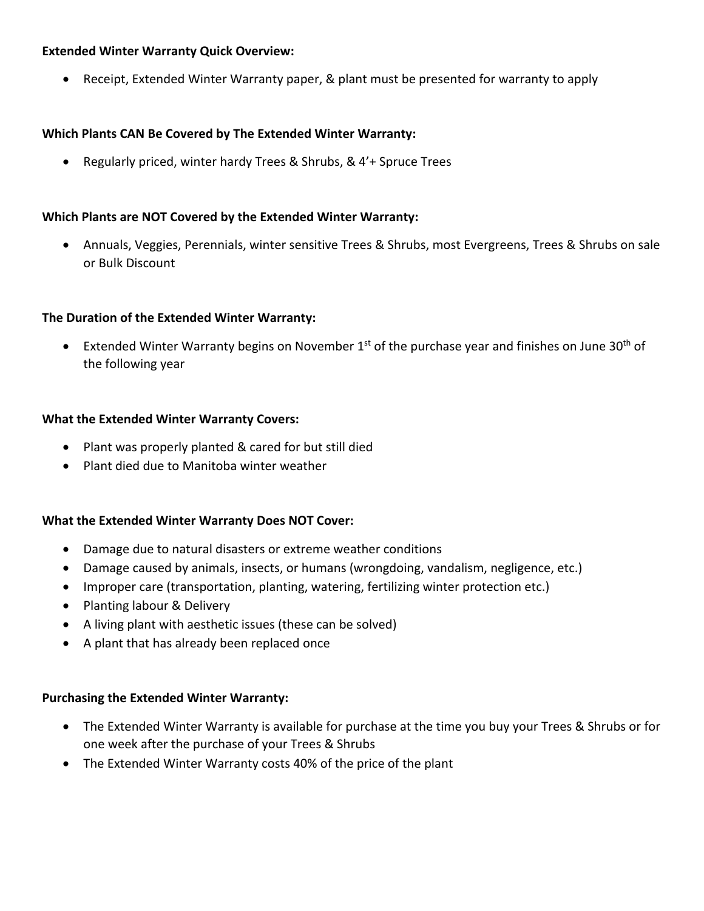**Extended Winter Warranty Quick Overview:**

- Receipt, Extended Winter Warranty paper, & plant must be presented for warranty to apply

**Which Plants CAN Be Covered by The Extended Winter Warranty:**

- Regularly priced, winter hardy Trees & Shrubs, & 4'+ Spruce Trees

**Which Plants are NOT Covered by the Extended Winter Warranty:**

- Annuals, Veggies, Perennials, winter sensitive Trees & Shrubs, most Evergreens, Trees & Shrubs on sale or Bulk Discount

**The Duration of the Extended Winter Warranty:**

- Extended Winter Warranty begins on November 1st of the purchase year and finishes on June 30th of the following year

**What the Extended Winter Warranty Covers:**

- Plant was properly planted & cared for but still died
- Plant died due to Manitoba winter weather

**What the Extended Winter Warranty Does NOT Cover:**

- Damage due to natural disasters or extreme weather conditions
- Damage caused by animals, insects, or humans (wrongdoing, vandalism, negligence, etc.)
- Improper care (transportation, planting, watering, fertilizing winter protection etc.)
- Planting labour & Delivery
- A living plant with aesthetic issues (these can be solved)
- A plant that has already been replaced once

**Purchasing the Extended Winter Warranty:**

- The Extended Winter Warranty is available for purchase at the time you buy your Trees & Shrubs or for one week after the purchase of your Trees & Shrubs
- The Extended Winter Warranty costs 40% of the price of the plant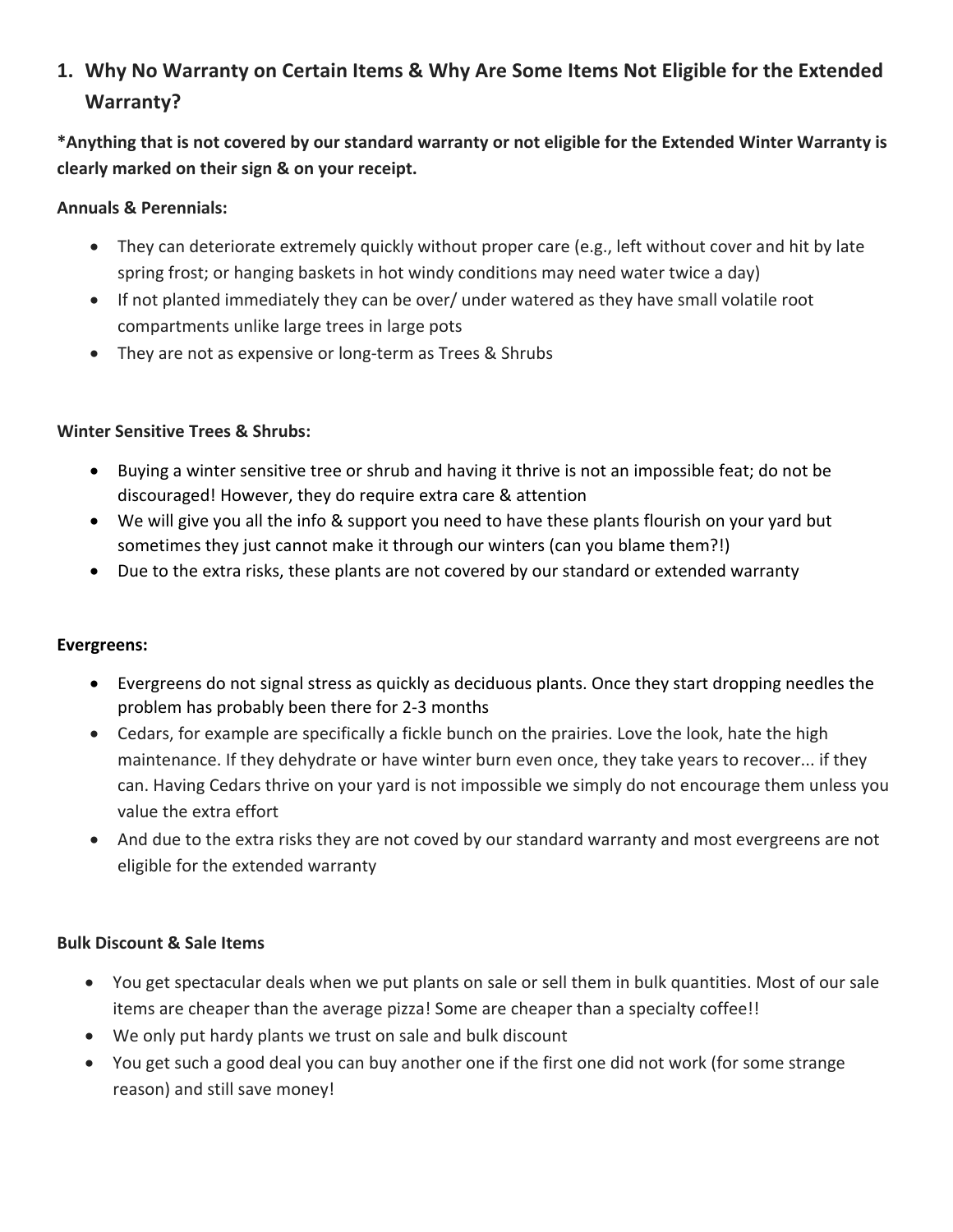## 1. Why No Warranty on Certain Items & Why Are Some Items Not Eligible for the Extended Warranty?

**\*Anything that is not covered by our standard warranty or not eligible for the Extended Winter Warranty is clearly marked on their sign & on your receipt.**

**Annuals & Perennials:**

- They can deteriorate extremely quickly without proper care (e.g., left without cover and hit by late spring frost; or hanging baskets in hot windy conditions may need water twice a day)
- If not planted immediately they can be over/ under watered as they have small volatile root compartments unlike large trees in large pots
- They are not as expensive or long-term as Trees & Shrubs

**Winter Sensitive Trees & Shrubs:**

- Buying a winter sensitive tree or shrub and having it thrive is not an impossible feat; do not be discouraged! However, they do require extra care & attention
- We will give you all the info & support you need to have these plants flourish on your yard but sometimes they just cannot make it through our winters (can you blame them?!)
- Due to the extra risks, these plants are not covered by our standard or extended warranty

**Evergreens:**

- Evergreens do not signal stress as quickly as deciduous plants. Once they start dropping needles the problem has probably been there for 2-3 months
- Cedars, for example are specifically a fickle bunch on the prairies. Love the look, hate the high maintenance. If they dehydrate or have winter burn even once, they take years to recover... if they can. Having Cedars thrive on your yard is not impossible we simply do not encourage them unless you value the extra effort
- And due to the extra risks they are not coved by our standard warranty and most evergreens are not eligible for the extended warranty

**Bulk Discount & Sale Items**

- You get spectacular deals when we put plants on sale or sell them in bulk quantities. Most of our sale items are cheaper than the average pizza! Some are cheaper than a specialty coffee!!
- We only put hardy plants we trust on sale and bulk discount
- You get such a good deal you can buy another one if the first one did not work (for some strange reason) and still save money!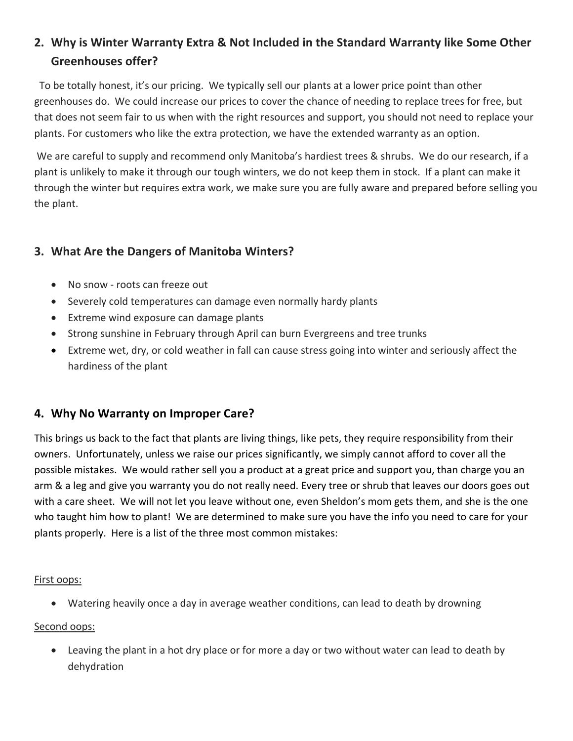## 2. Why is Winter Warranty Extra & Not Included in the Standard Warranty like Some Other Greenhouses offer?

To be totally honest, it's our pricing. We typically sell our plants at a lower price point than other greenhouses do. We could increase our prices to cover the chance of needing to replace trees for free, but that does not seem fair to us when with the right resources and support, you should not need to replace your plants. For customers who like the extra protection, we have the extended warranty as an option.

We are careful to supply and recommend only Manitoba's hardiest trees & shrubs. We do our research, if a plant is unlikely to make it through our tough winters, we do not keep them in stock. If a plant can make it through the winter but requires extra work, we make sure you are fully aware and prepared before selling you the plant.

## 3. What Are the Dangers of Manitoba Winters?

- No snow - roots can freeze out
- Severely cold temperatures can damage even normally hardy plants
- Extreme wind exposure can damage plants
- Strong sunshine in February through April can burn Evergreens and tree trunks
- Extreme wet, dry, or cold weather in fall can cause stress going into winter and seriously affect the hardiness of the plant

## 4. Why No Warranty on Improper Care?

This brings us back to the fact that plants are living things, like pets, they require responsibility from their owners. Unfortunately, unless we raise our prices significantly, we simply cannot afford to cover all the possible mistakes. We would rather sell you a product at a great price and support you, than charge you an arm & a leg and give you warranty you do not really need. Every tree or shrub that leaves our doors goes out with a care sheet. We will not let you leave without one, even Sheldon's mom gets them, and she is the one who taught him how to plant! We are determined to make sure you have the info you need to care for your plants properly. Here is a list of the three most common mistakes:

<u>First oops:</u>

- Watering heavily once a day in average weather conditions, can lead to death by drowning

<u>Second oops:</u>

- Leaving the plant in a hot dry place or for more a day or two without water can lead to death by dehydration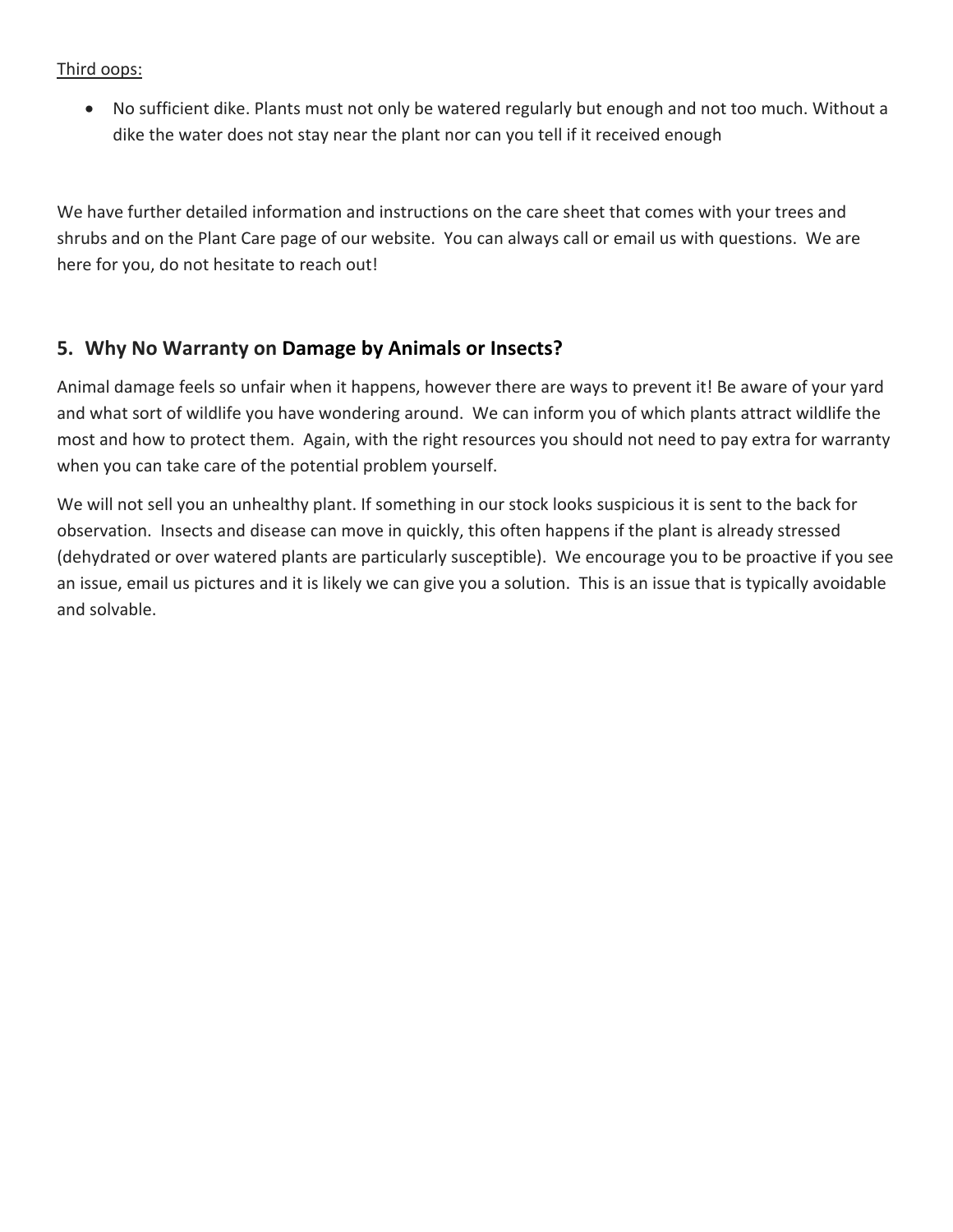Third oops:

- No sufficient dike. Plants must not only be watered regularly but enough and not too much. Without a dike the water does not stay near the plant nor can you tell if it received enough

We have further detailed information and instructions on the care sheet that comes with your trees and shrubs and on the Plant Care page of our website. You can always call or email us with questions. We are here for you, do not hesitate to reach out!

## 5. Why No Warranty on Damage by Animals or Insects?

Animal damage feels so unfair when it happens, however there are ways to prevent it! Be aware of your yard and what sort of wildlife you have wondering around. We can inform you of which plants attract wildlife the most and how to protect them. Again, with the right resources you should not need to pay extra for warranty when you can take care of the potential problem yourself.

We will not sell you an unhealthy plant. If something in our stock looks suspicious it is sent to the back for observation. Insects and disease can move in quickly, this often happens if the plant is already stressed (dehydrated or over watered plants are particularly susceptible). We encourage you to be proactive if you see an issue, email us pictures and it is likely we can give you a solution. This is an issue that is typically avoidable and solvable.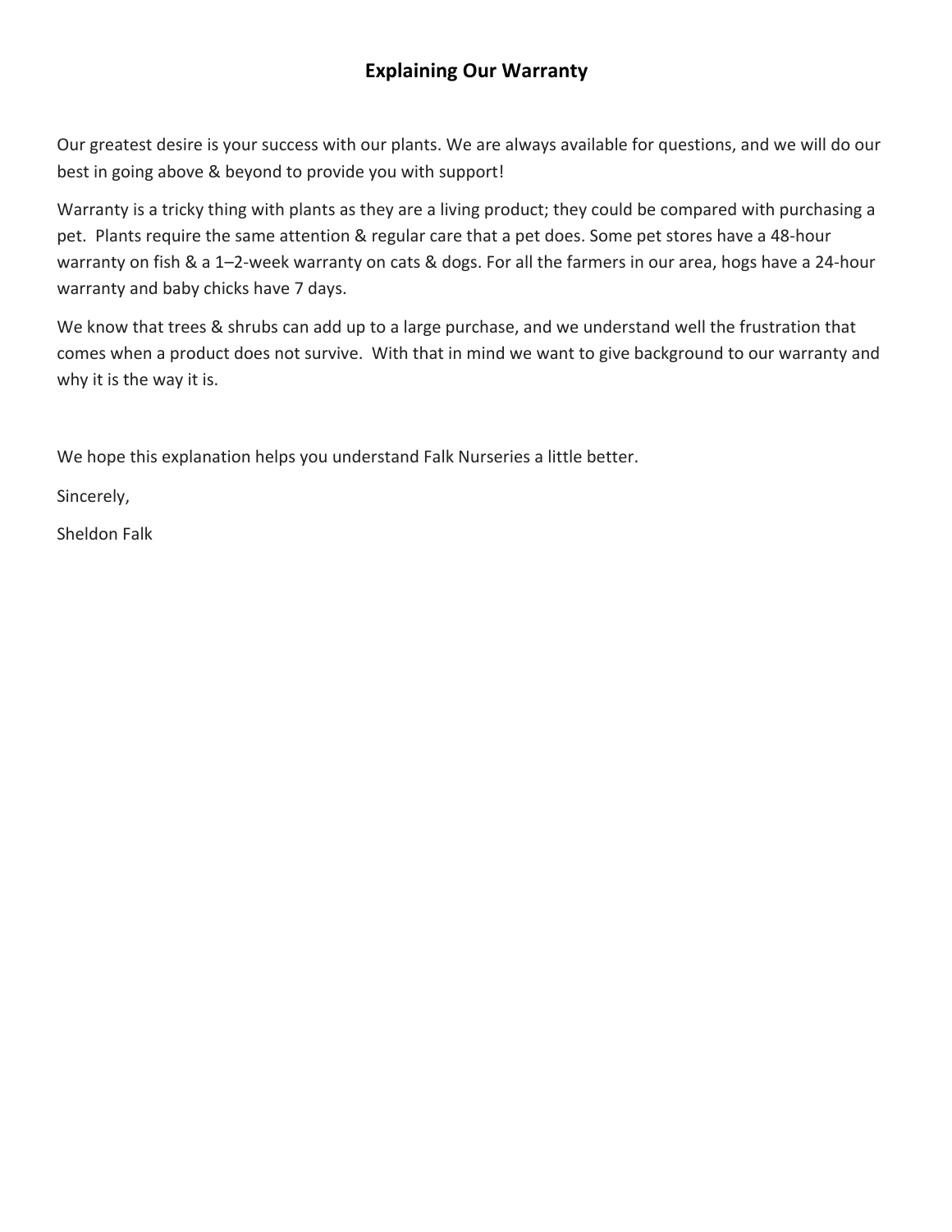## Explaining Our Warranty

Our greatest desire is your success with our plants. We are always available for questions, and we will do our best in going above & beyond to provide you with support!

Warranty is a tricky thing with plants as they are a living product; they could be compared with purchasing a pet. Plants require the same attention & regular care that a pet does. Some pet stores have a 48-hour warranty on fish & a 1–2-week warranty on cats & dogs. For all the farmers in our area, hogs have a 24-hour warranty and baby chicks have 7 days.

We know that trees & shrubs can add up to a large purchase, and we understand well the frustration that comes when a product does not survive. With that in mind we want to give background to our warranty and why it is the way it is.

We hope this explanation helps you understand Falk Nurseries a little better.

Sincerely,

Sheldon Falk